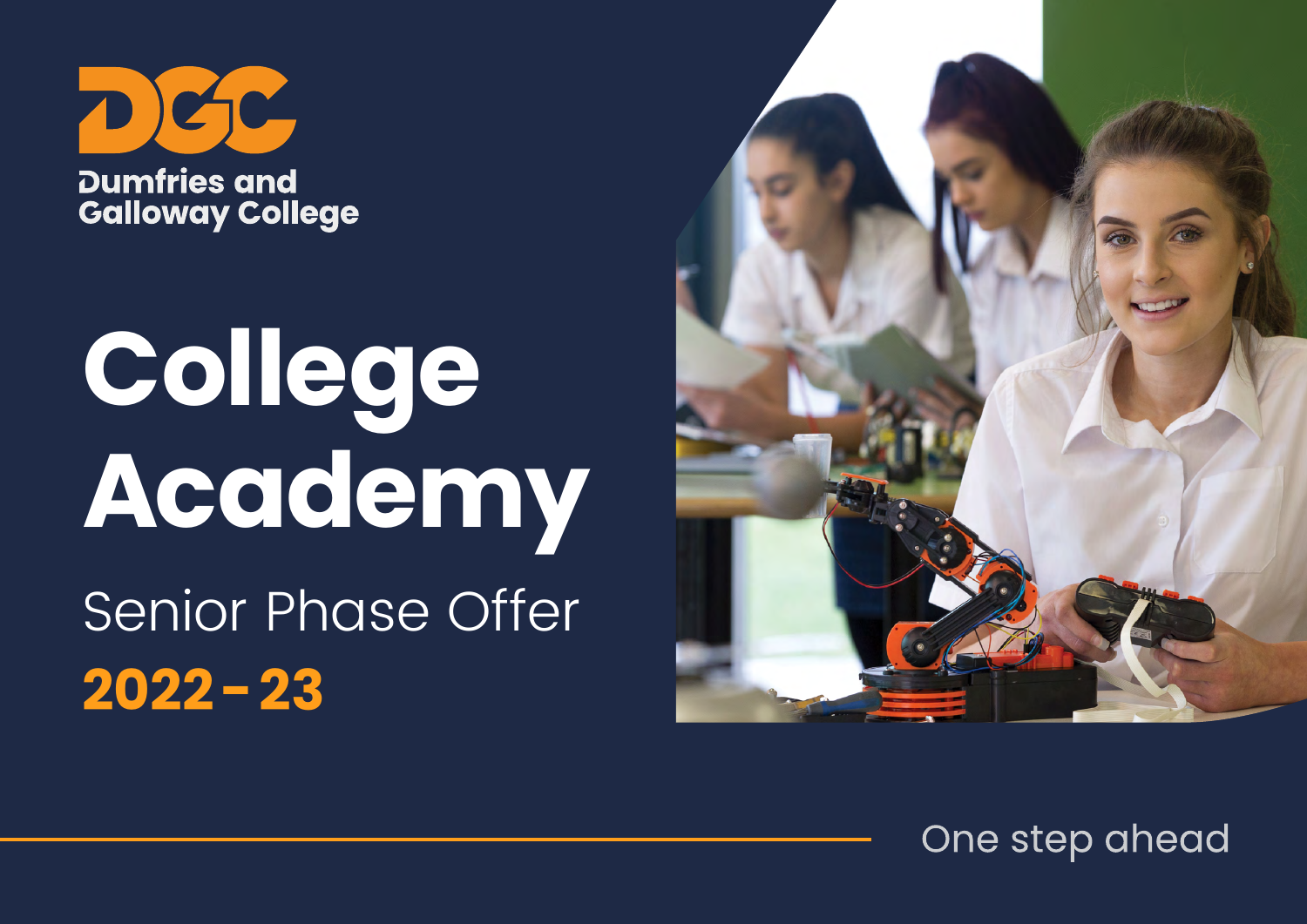DGC

Dumfries and Galloway College

# College Academy

## Senior Phase Offer

## 2022 - 23

One step ahead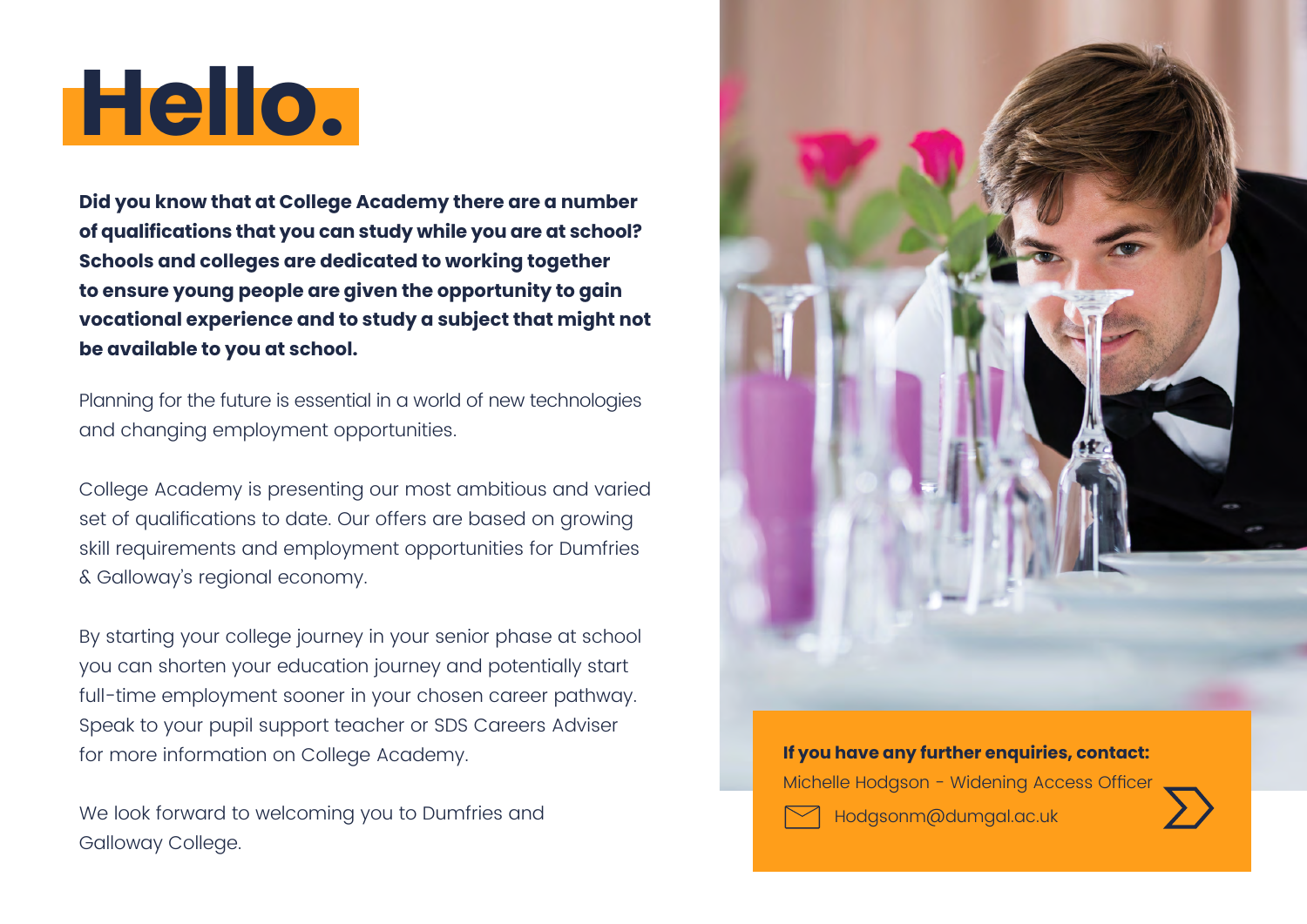# Hello.

**Did you know that at College Academy there are a number of qualifications that you can study while you are at school? Schools and colleges are dedicated to working together to ensure young people are given the opportunity to gain vocational experience and to study a subject that might not be available to you at school.**

Planning for the future is essential in a world of new technologies and changing employment opportunities.

College Academy is presenting our most ambitious and varied set of qualifications to date. Our offers are based on growing skill requirements and employment opportunities for Dumfries & Galloway's regional economy.

By starting your college journey in your senior phase at school you can shorten your education journey and potentially start full-time employment sooner in your chosen career pathway. Speak to your pupil support teacher or SDS Careers Adviser for more information on College Academy.

We look forward to welcoming you to Dumfries and Galloway College.

**If you have any further enquiries, contact:**

Michelle Hodgson - Widening Access Officer

Hodgsonm@dumgal.ac.uk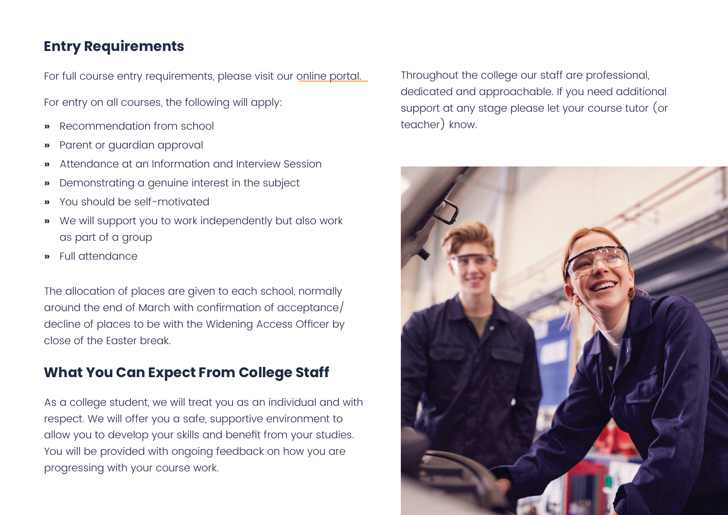## Entry Requirements

For full course entry requirements, please visit our online portal.

For entry on all courses, the following will apply:

- Recommendation from school
- Parent or guardian approval
- Attendance at an Information and Interview Session
- Demonstrating a genuine interest in the subject
- You should be self-motivated
- We will support you to work independently but also work as part of a group
- Full attendance

The allocation of places are given to each school, normally around the end of March with confirmation of acceptance/ decline of places to be with the Widening Access Officer by close of the Easter break.

## What You Can Expect From College Staff

As a college student, we will treat you as an individual and with respect. We will offer you a safe, supportive environment to allow you to develop your skills and benefit from your studies. You will be provided with ongoing feedback on how you are progressing with your course work.

Throughout the college our staff are professional, dedicated and approachable. If you need additional support at any stage please let your course tutor (or teacher) know.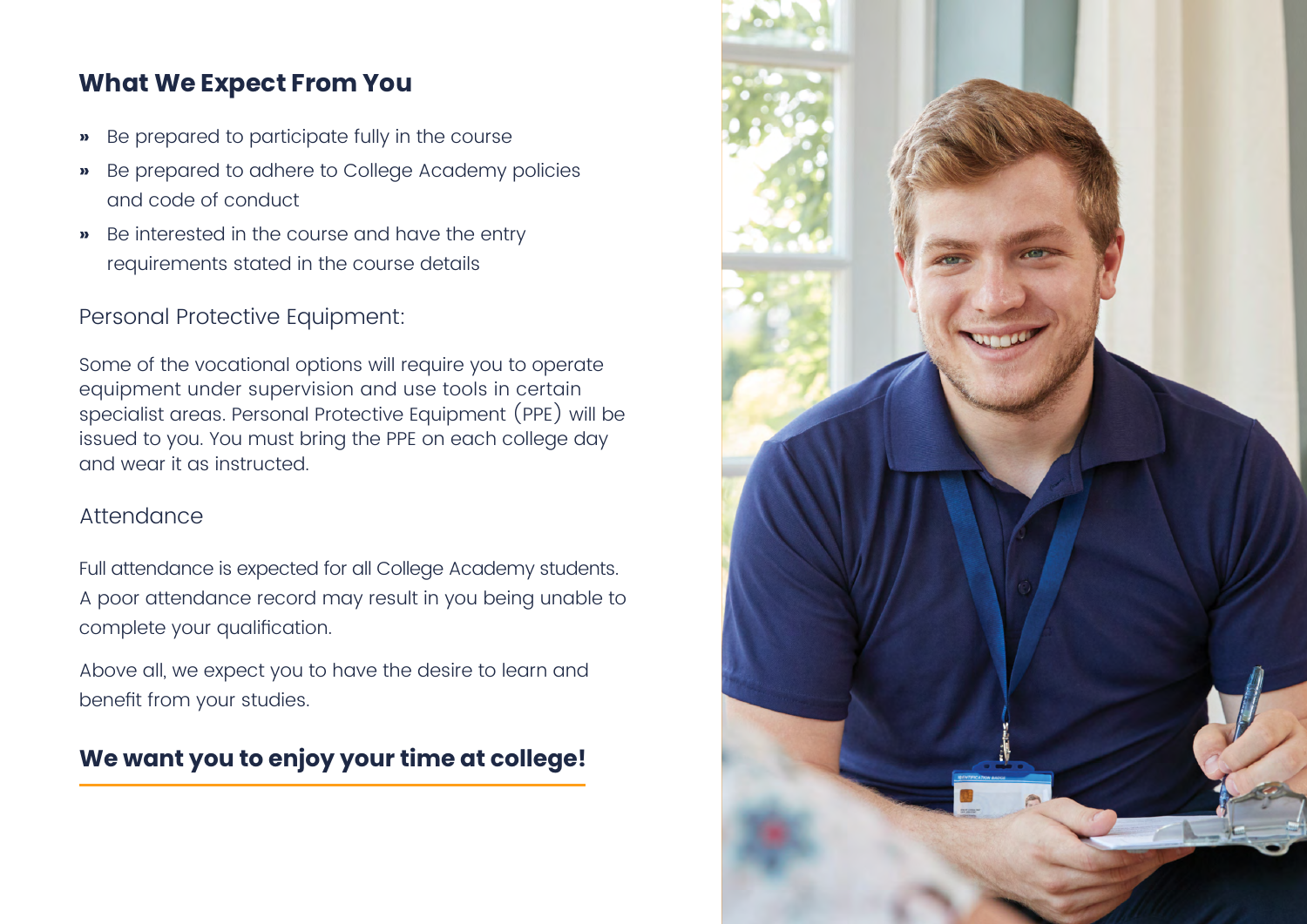## What We Expect From You

- Be prepared to participate fully in the course
- Be prepared to adhere to College Academy policies and code of conduct
- Be interested in the course and have the entry requirements stated in the course details

### Personal Protective Equipment:

Some of the vocational options will require you to operate equipment under supervision and use tools in certain specialist areas. Personal Protective Equipment (PPE) will be issued to you. You must bring the PPE on each college day and wear it as instructed.

### Attendance

Full attendance is expected for all College Academy students. A poor attendance record may result in you being unable to complete your qualification.

Above all, we expect you to have the desire to learn and benefit from your studies.

**We want you to enjoy your time at college!**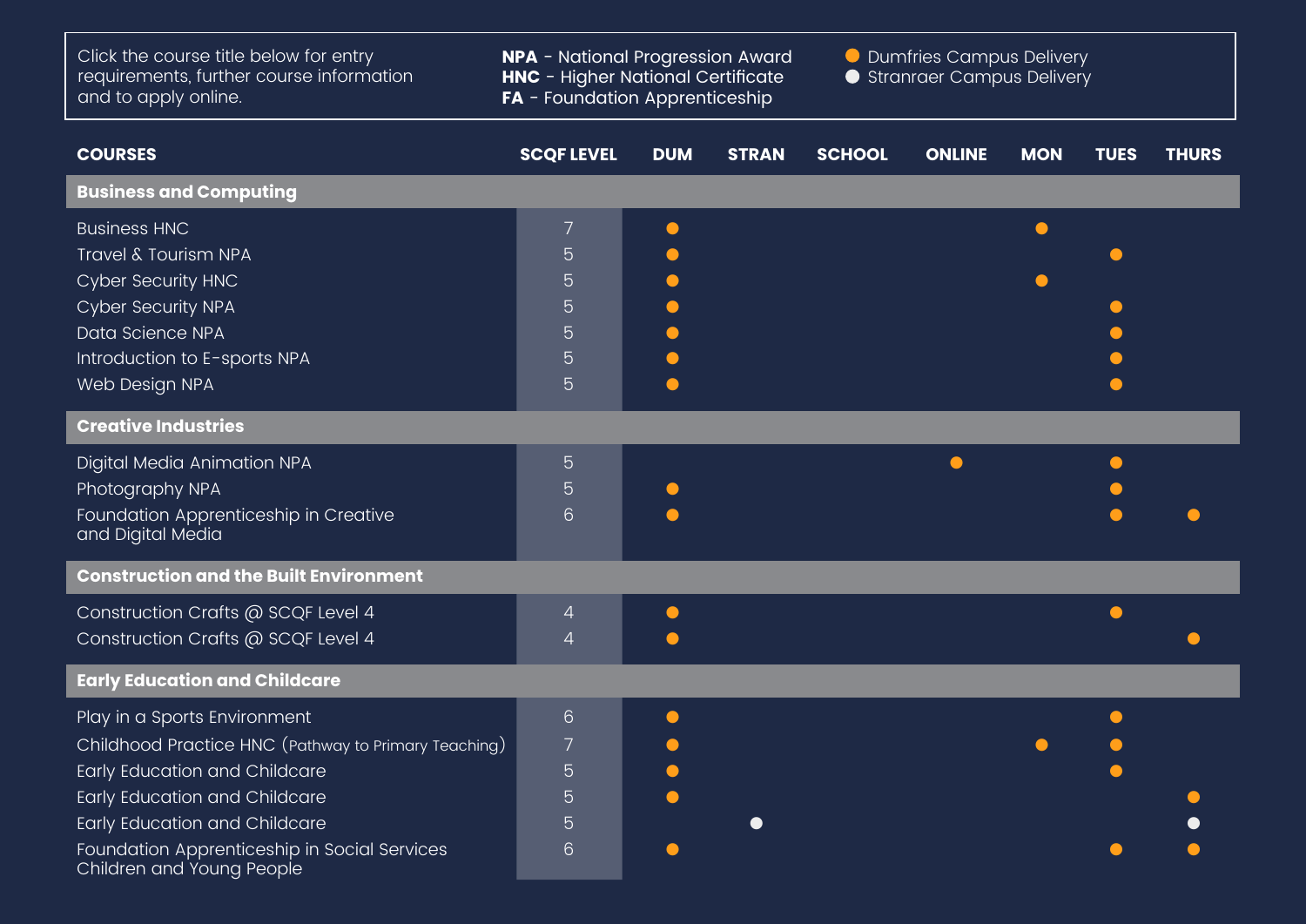Click the course title below for entry requirements, further course information and to apply online.

**NPA** - National Progression Award
**HNC** - Higher National Certificate
**FA** - Foundation Apprenticeship

● Dumfries Campus Delivery
○ Stranraer Campus Delivery

| COURSES | SCQF LEVEL | DUM | STRAN | SCHOOL | ONLINE | MON | TUES | THURS |
|---|---|---|---|---|---|---|---|---|
| **Business and Computing** | | | | | | | | |
| Business HNC | 7 | ● | | | | ● | | |
| Travel & Tourism NPA | 5 | ● | | | | | ● | |
| Cyber Security HNC | 5 | ● | | | | ● | | |
| Cyber Security NPA | 5 | ● | | | | | ● | |
| Data Science NPA | 5 | ● | | | | | ● | |
| Introduction to E-sports NPA | 5 | ● | | | | | ● | |
| Web Design NPA | 5 | ● | | | | | ● | |
| **Creative Industries** | | | | | | | | |
| Digital Media Animation NPA | 5 | | | | ● | | ● | |
| Photography NPA | 5 | ● | | | | | ● | |
| Foundation Apprenticeship in Creative and Digital Media | 6 | ● | | | | | ● | ● |
| **Construction and the Built Environment** | | | | | | | | |
| Construction Crafts @ SCQF Level 4 | 4 | ● | | | | | ● | |
| Construction Crafts @ SCQF Level 4 | 4 | ● | | | | | | ● |
| **Early Education and Childcare** | | | | | | | | |
| Play in a Sports Environment | 6 | ● | | | | | ● | |
| Childhood Practice HNC (Pathway to Primary Teaching) | 7 | ● | | | | ● | ● | |
| Early Education and Childcare | 5 | ● | | | | | ● | |
| Early Education and Childcare | 5 | ● | | | | | | ● |
| Early Education and Childcare | 5 | | ○ | | | | | ○ |
| Foundation Apprenticeship in Social Services Children and Young People | 6 | ● | | | | | ● | ● |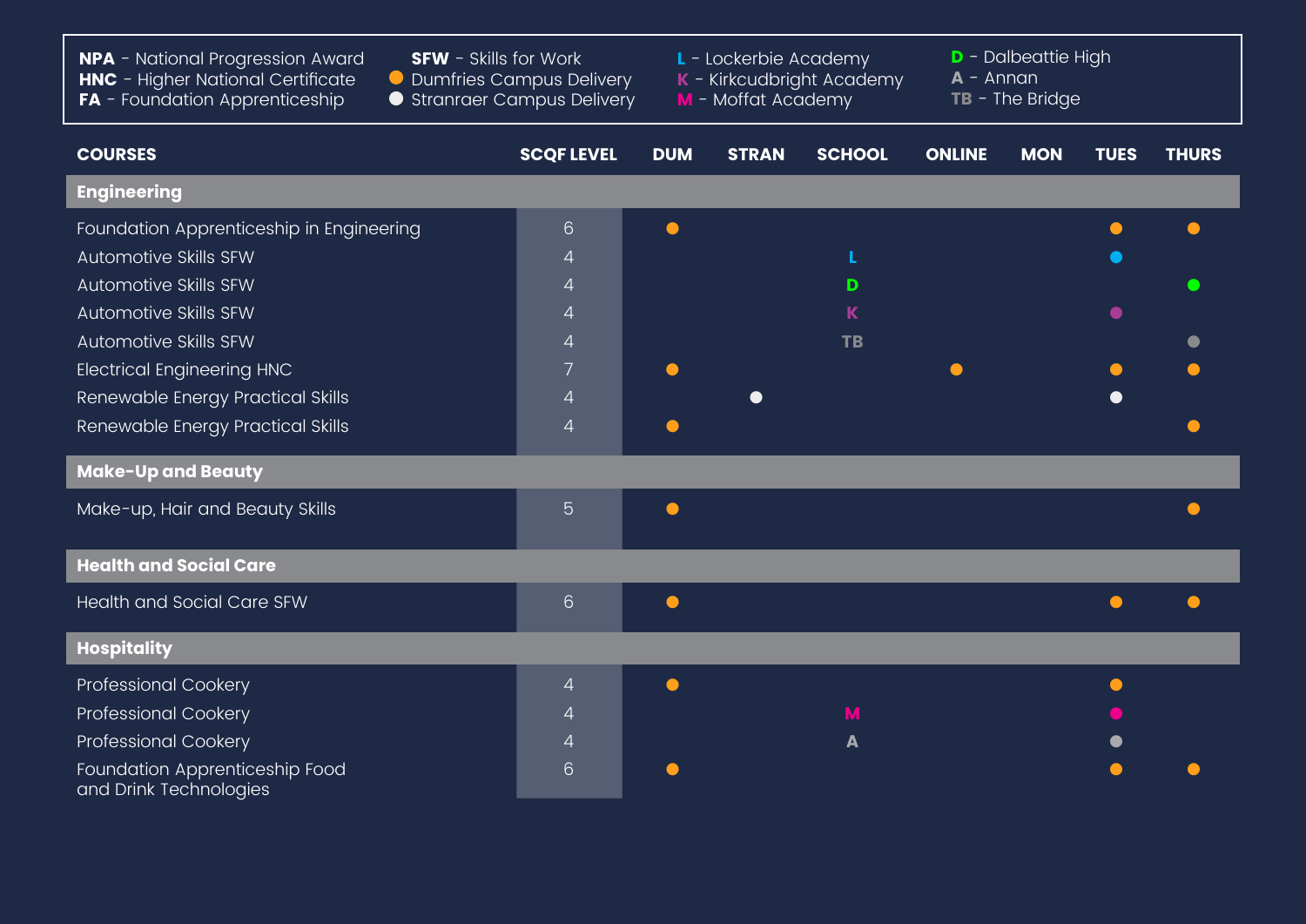**NPA** - National Progression Award
**HNC** - Higher National Certificate
**FA** - Foundation Apprenticeship

**SFW** - Skills for Work
● Dumfries Campus Delivery
○ Stranraer Campus Delivery

**L** - Lockerbie Academy
**K** - Kirkcudbright Academy
**M** - Moffat Academy

**D** - Dalbeattie High
**A** - Annan
**TB** - The Bridge

| COURSES | SCQF LEVEL | DUM | STRAN | SCHOOL | ONLINE | MON | TUES | THURS |
|---|---|---|---|---|---|---|---|---|
| **Engineering** | | | | | | | | |
| Foundation Apprenticeship in Engineering | 6 | ● | | | | | ● | ● |
| Automotive Skills SFW | 4 | | | L | | | ● | |
| Automotive Skills SFW | 4 | | | D | | | | ● |
| Automotive Skills SFW | 4 | | | K | | | ● | |
| Automotive Skills SFW | 4 | | | TB | | | | ● |
| Electrical Engineering HNC | 7 | ● | | | ● | | ● | ● |
| Renewable Energy Practical Skills | 4 | | ○ | | | | ○ | |
| Renewable Energy Practical Skills | 4 | ● | | | | | | ● |
| **Make-Up and Beauty** | | | | | | | | |
| Make-up, Hair and Beauty Skills | 5 | ● | | | | | | ● |
| **Health and Social Care** | | | | | | | | |
| Health and Social Care SFW | 6 | ● | | | | | ● | ● |
| **Hospitality** | | | | | | | | |
| Professional Cookery | 4 | ● | | | | | ● | |
| Professional Cookery | 4 | | | M | | | ● | |
| Professional Cookery | 4 | | | A | | | ● | |
| Foundation Apprenticeship Food and Drink Technologies | 6 | ● | | | | | ● | ● |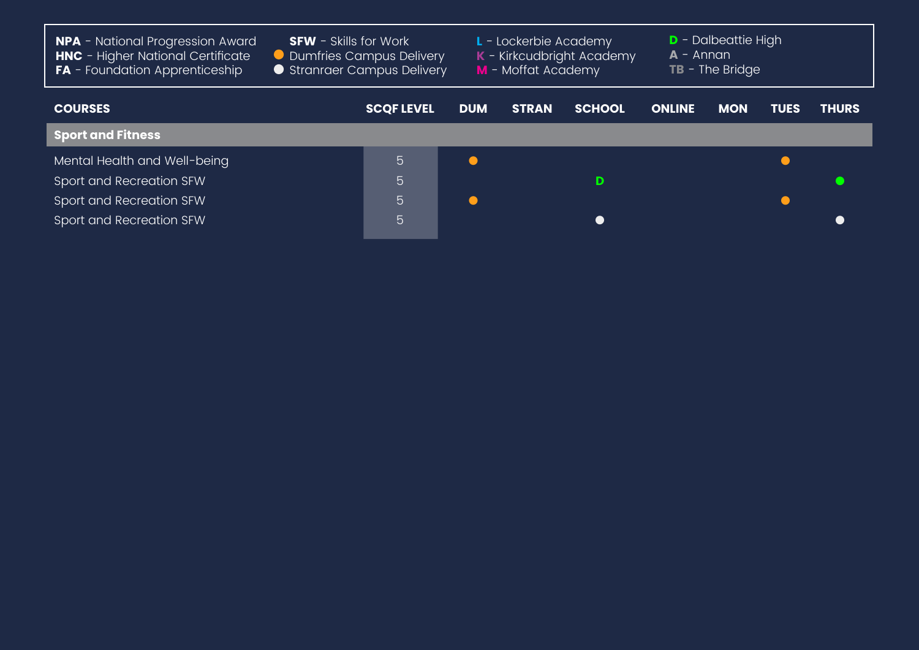**NPA** - National Progression Award
**HNC** - Higher National Certificate
**FA** - Foundation Apprenticeship

**SFW** - Skills for Work
● Dumfries Campus Delivery
○ Stranraer Campus Delivery

**L** - Lockerbie Academy
**K** - Kirkcudbright Academy
**M** - Moffat Academy

**D** - Dalbeattie High
**A** - Annan
**TB** - The Bridge

| COURSES | SCQF LEVEL | DUM | STRAN | SCHOOL | ONLINE | MON | TUES | THURS |
|---|---|---|---|---|---|---|---|---|
| **Sport and Fitness** | | | | | | | | |
| Mental Health and Well-being | 5 | ● | | | | | ● | |
| Sport and Recreation SFW | 5 | | | D | | | | ● |
| Sport and Recreation SFW | 5 | ● | | | | | ● | |
| Sport and Recreation SFW | 5 | | | ○ | | | | ○ |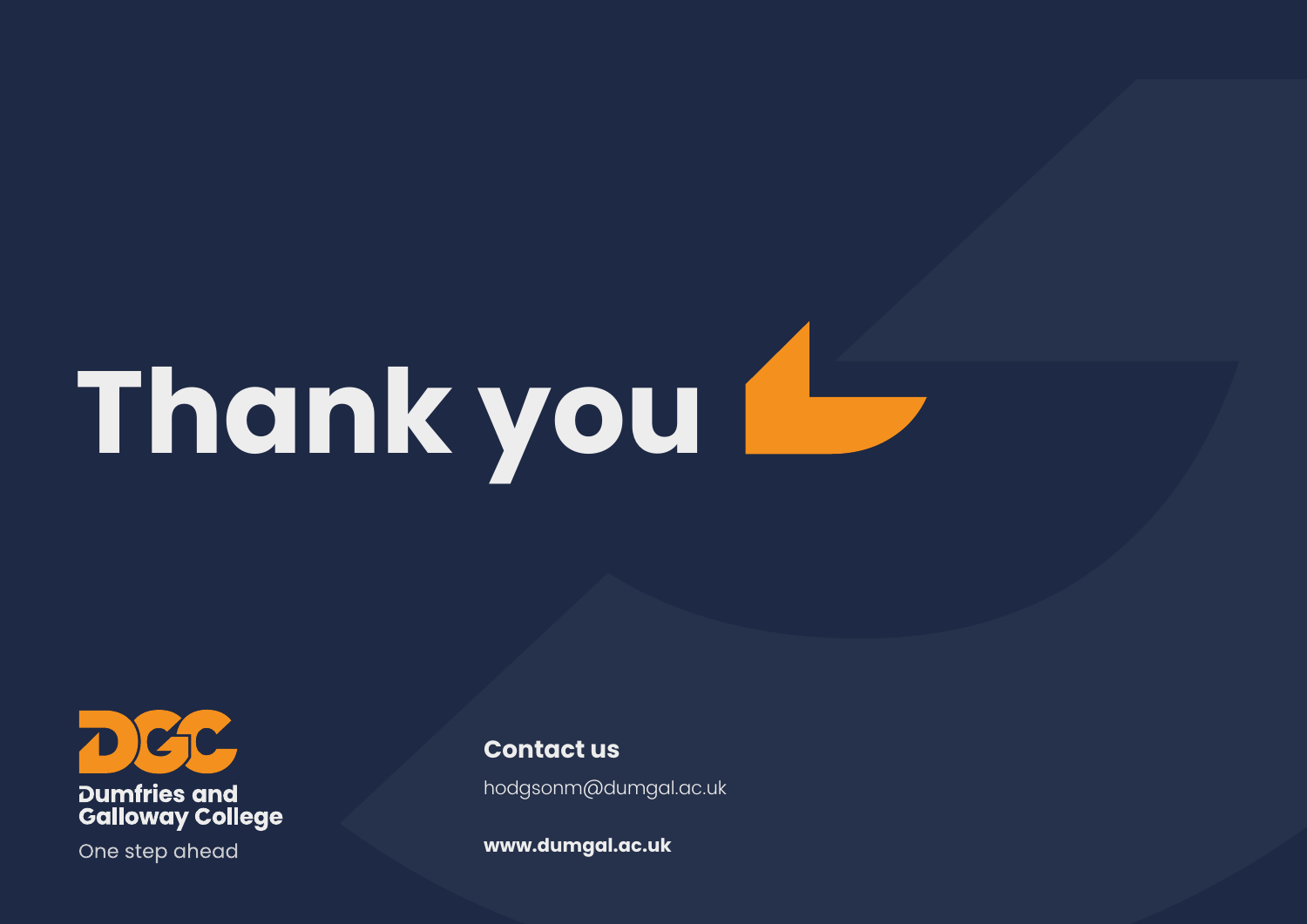# Thank you

DGC

Dumfries and Galloway College

One step ahead

**Contact us**

hodgsonm@dumgal.ac.uk

**www.dumgal.ac.uk**